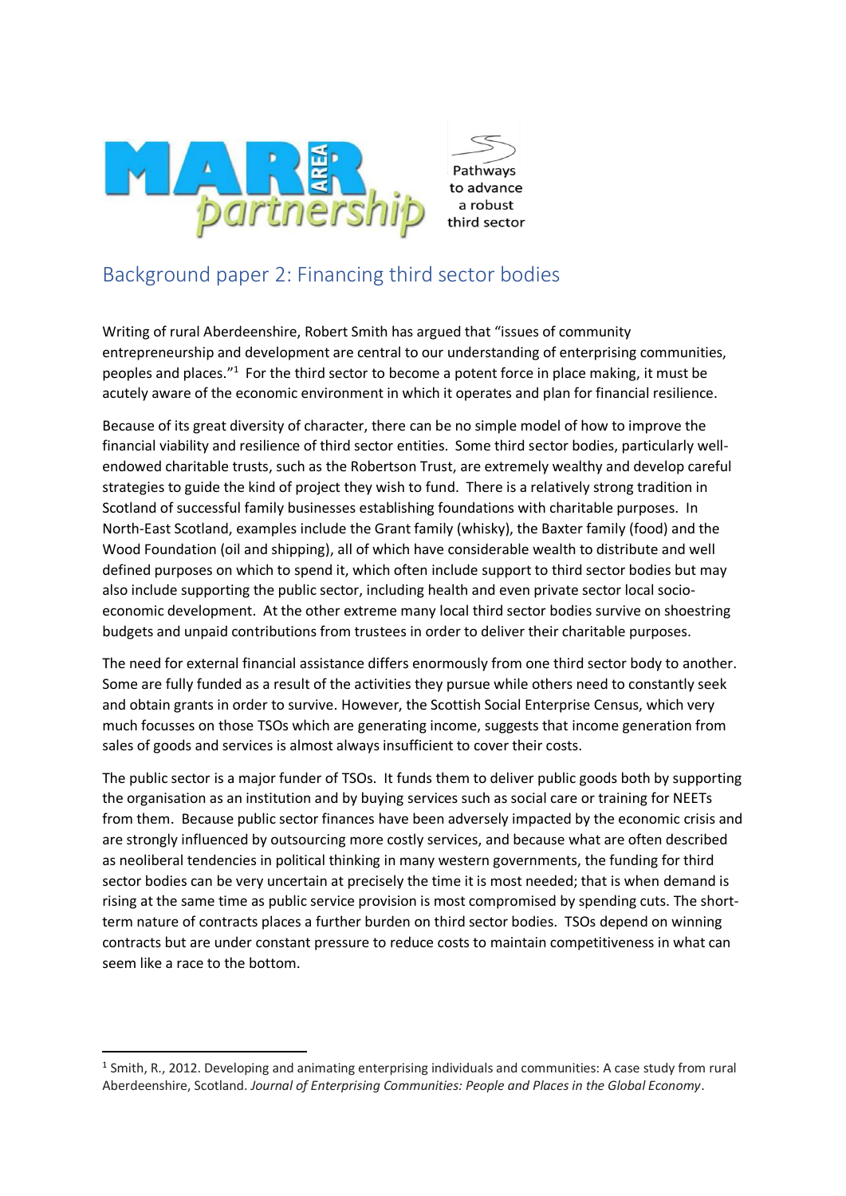MARR AREA partnership

Pathways to advance a robust third sector

## Background paper 2: Financing third sector bodies

Writing of rural Aberdeenshire, Robert Smith has argued that "issues of community entrepreneurship and development are central to our understanding of enterprising communities, peoples and places."[1] For the third sector to become a potent force in place making, it must be acutely aware of the economic environment in which it operates and plan for financial resilience.

Because of its great diversity of character, there can be no simple model of how to improve the financial viability and resilience of third sector entities. Some third sector bodies, particularly well-endowed charitable trusts, such as the Robertson Trust, are extremely wealthy and develop careful strategies to guide the kind of project they wish to fund. There is a relatively strong tradition in Scotland of successful family businesses establishing foundations with charitable purposes. In North-East Scotland, examples include the Grant family (whisky), the Baxter family (food) and the Wood Foundation (oil and shipping), all of which have considerable wealth to distribute and well defined purposes on which to spend it, which often include support to third sector bodies but may also include supporting the public sector, including health and even private sector local socio-economic development. At the other extreme many local third sector bodies survive on shoestring budgets and unpaid contributions from trustees in order to deliver their charitable purposes.

The need for external financial assistance differs enormously from one third sector body to another. Some are fully funded as a result of the activities they pursue while others need to constantly seek and obtain grants in order to survive. However, the Scottish Social Enterprise Census, which very much focusses on those TSOs which are generating income, suggests that income generation from sales of goods and services is almost always insufficient to cover their costs.

The public sector is a major funder of TSOs. It funds them to deliver public goods both by supporting the organisation as an institution and by buying services such as social care or training for NEETs from them. Because public sector finances have been adversely impacted by the economic crisis and are strongly influenced by outsourcing more costly services, and because what are often described as neoliberal tendencies in political thinking in many western governments, the funding for third sector bodies can be very uncertain at precisely the time it is most needed; that is when demand is rising at the same time as public service provision is most compromised by spending cuts. The short-term nature of contracts places a further burden on third sector bodies. TSOs depend on winning contracts but are under constant pressure to reduce costs to maintain competitiveness in what can seem like a race to the bottom.

---

[1] Smith, R., 2012. Developing and animating enterprising individuals and communities: A case study from rural Aberdeenshire, Scotland. *Journal of Enterprising Communities: People and Places in the Global Economy*.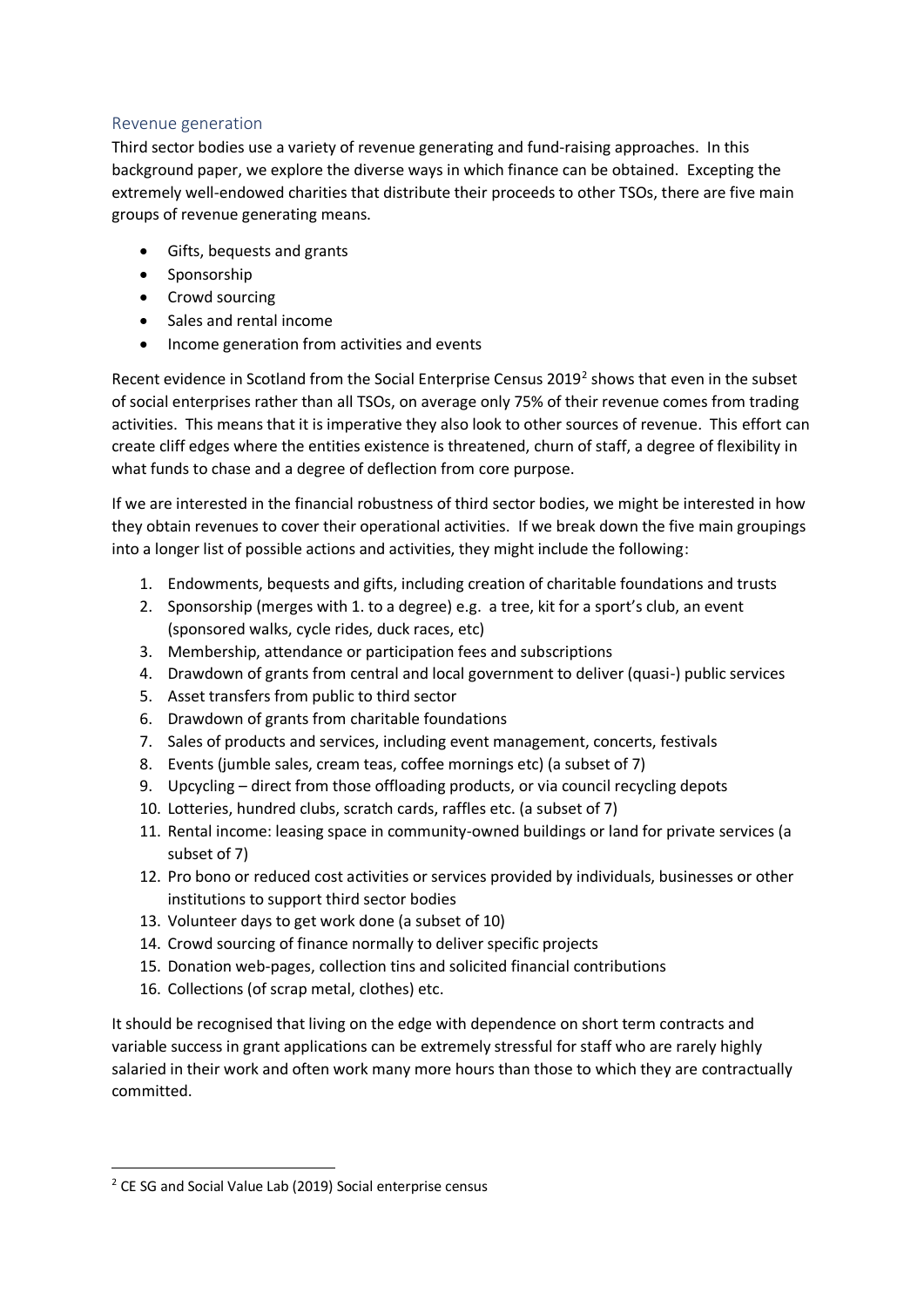## Revenue generation

Third sector bodies use a variety of revenue generating and fund-raising approaches. In this background paper, we explore the diverse ways in which finance can be obtained. Excepting the extremely well-endowed charities that distribute their proceeds to other TSOs, there are five main groups of revenue generating means.

- Gifts, bequests and grants
- Sponsorship
- Crowd sourcing
- Sales and rental income
- Income generation from activities and events

Recent evidence in Scotland from the Social Enterprise Census 2019[2] shows that even in the subset of social enterprises rather than all TSOs, on average only 75% of their revenue comes from trading activities. This means that it is imperative they also look to other sources of revenue. This effort can create cliff edges where the entities existence is threatened, churn of staff, a degree of flexibility in what funds to chase and a degree of deflection from core purpose.

If we are interested in the financial robustness of third sector bodies, we might be interested in how they obtain revenues to cover their operational activities. If we break down the five main groupings into a longer list of possible actions and activities, they might include the following:

1. Endowments, bequests and gifts, including creation of charitable foundations and trusts
2. Sponsorship (merges with 1. to a degree) e.g. a tree, kit for a sport's club, an event (sponsored walks, cycle rides, duck races, etc)
3. Membership, attendance or participation fees and subscriptions
4. Drawdown of grants from central and local government to deliver (quasi-) public services
5. Asset transfers from public to third sector
6. Drawdown of grants from charitable foundations
7. Sales of products and services, including event management, concerts, festivals
8. Events (jumble sales, cream teas, coffee mornings etc) (a subset of 7)
9. Upcycling – direct from those offloading products, or via council recycling depots
10. Lotteries, hundred clubs, scratch cards, raffles etc. (a subset of 7)
11. Rental income: leasing space in community-owned buildings or land for private services (a subset of 7)
12. Pro bono or reduced cost activities or services provided by individuals, businesses or other institutions to support third sector bodies
13. Volunteer days to get work done (a subset of 10)
14. Crowd sourcing of finance normally to deliver specific projects
15. Donation web-pages, collection tins and solicited financial contributions
16. Collections (of scrap metal, clothes) etc.

It should be recognised that living on the edge with dependence on short term contracts and variable success in grant applications can be extremely stressful for staff who are rarely highly salaried in their work and often work many more hours than those to which they are contractually committed.

[2] CE SG and Social Value Lab (2019) Social enterprise census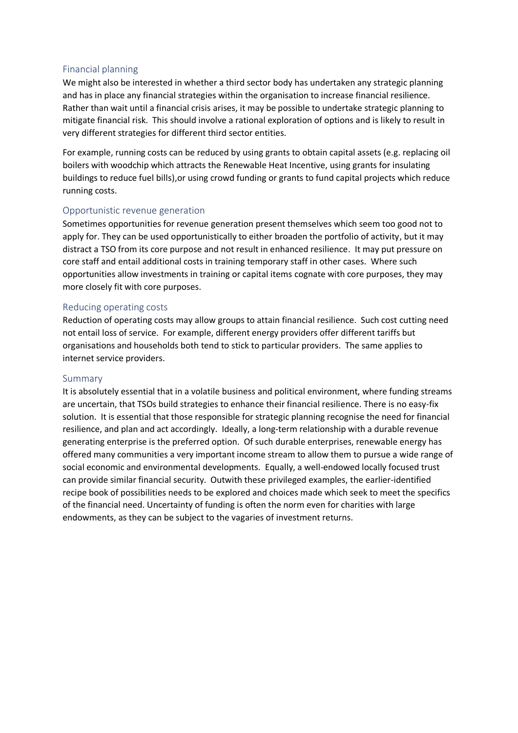## Financial planning

We might also be interested in whether a third sector body has undertaken any strategic planning and has in place any financial strategies within the organisation to increase financial resilience. Rather than wait until a financial crisis arises, it may be possible to undertake strategic planning to mitigate financial risk. This should involve a rational exploration of options and is likely to result in very different strategies for different third sector entities.

For example, running costs can be reduced by using grants to obtain capital assets (e.g. replacing oil boilers with woodchip which attracts the Renewable Heat Incentive, using grants for insulating buildings to reduce fuel bills),or using crowd funding or grants to fund capital projects which reduce running costs.

## Opportunistic revenue generation

Sometimes opportunities for revenue generation present themselves which seem too good not to apply for. They can be used opportunistically to either broaden the portfolio of activity, but it may distract a TSO from its core purpose and not result in enhanced resilience. It may put pressure on core staff and entail additional costs in training temporary staff in other cases. Where such opportunities allow investments in training or capital items cognate with core purposes, they may more closely fit with core purposes.

## Reducing operating costs

Reduction of operating costs may allow groups to attain financial resilience. Such cost cutting need not entail loss of service. For example, different energy providers offer different tariffs but organisations and households both tend to stick to particular providers. The same applies to internet service providers.

## Summary

It is absolutely essential that in a volatile business and political environment, where funding streams are uncertain, that TSOs build strategies to enhance their financial resilience. There is no easy-fix solution. It is essential that those responsible for strategic planning recognise the need for financial resilience, and plan and act accordingly. Ideally, a long-term relationship with a durable revenue generating enterprise is the preferred option. Of such durable enterprises, renewable energy has offered many communities a very important income stream to allow them to pursue a wide range of social economic and environmental developments. Equally, a well-endowed locally focused trust can provide similar financial security. Outwith these privileged examples, the earlier-identified recipe book of possibilities needs to be explored and choices made which seek to meet the specifics of the financial need. Uncertainty of funding is often the norm even for charities with large endowments, as they can be subject to the vagaries of investment returns.